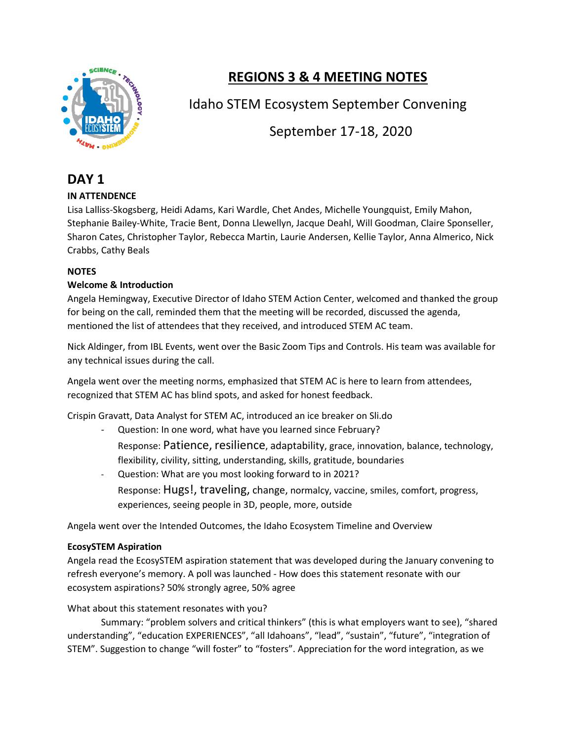# REGIONS 3 & 4 MEETING NOTES

Idaho STEM Ecosystem September Convening

September 17-18, 2020

## DAY 1

**IN ATTENDENCE**

Lisa Lalliss-Skogsberg, Heidi Adams, Kari Wardle, Chet Andes, Michelle Youngquist, Emily Mahon, Stephanie Bailey-White, Tracie Bent, Donna Llewellyn, Jacque Deahl, Will Goodman, Claire Sponseller, Sharon Cates, Christopher Taylor, Rebecca Martin, Laurie Andersen, Kellie Taylor, Anna Almerico, Nick Crabbs, Cathy Beals

**NOTES**

**Welcome & Introduction**

Angela Hemingway, Executive Director of Idaho STEM Action Center, welcomed and thanked the group for being on the call, reminded them that the meeting will be recorded, discussed the agenda, mentioned the list of attendees that they received, and introduced STEM AC team.

Nick Aldinger, from IBL Events, went over the Basic Zoom Tips and Controls. His team was available for any technical issues during the call.

Angela went over the meeting norms, emphasized that STEM AC is here to learn from attendees, recognized that STEM AC has blind spots, and asked for honest feedback.

Crispin Gravatt, Data Analyst for STEM AC, introduced an ice breaker on Sli.do

- Question: In one word, what have you learned since February?
  Response: Patience, resilience, adaptability, grace, innovation, balance, technology, flexibility, civility, sitting, understanding, skills, gratitude, boundaries
- Question: What are you most looking forward to in 2021?
  Response: Hugs!, traveling, change, normalcy, vaccine, smiles, comfort, progress, experiences, seeing people in 3D, people, more, outside

Angela went over the Intended Outcomes, the Idaho Ecosystem Timeline and Overview

**EcosySTEM Aspiration**

Angela read the EcosySTEM aspiration statement that was developed during the January convening to refresh everyone's memory. A poll was launched - How does this statement resonate with our ecosystem aspirations? 50% strongly agree, 50% agree

What about this statement resonates with you?

Summary: "problem solvers and critical thinkers" (this is what employers want to see), "shared understanding", "education EXPERIENCES", "all Idahoans", "lead", "sustain", "future", "integration of STEM". Suggestion to change "will foster" to "fosters". Appreciation for the word integration, as we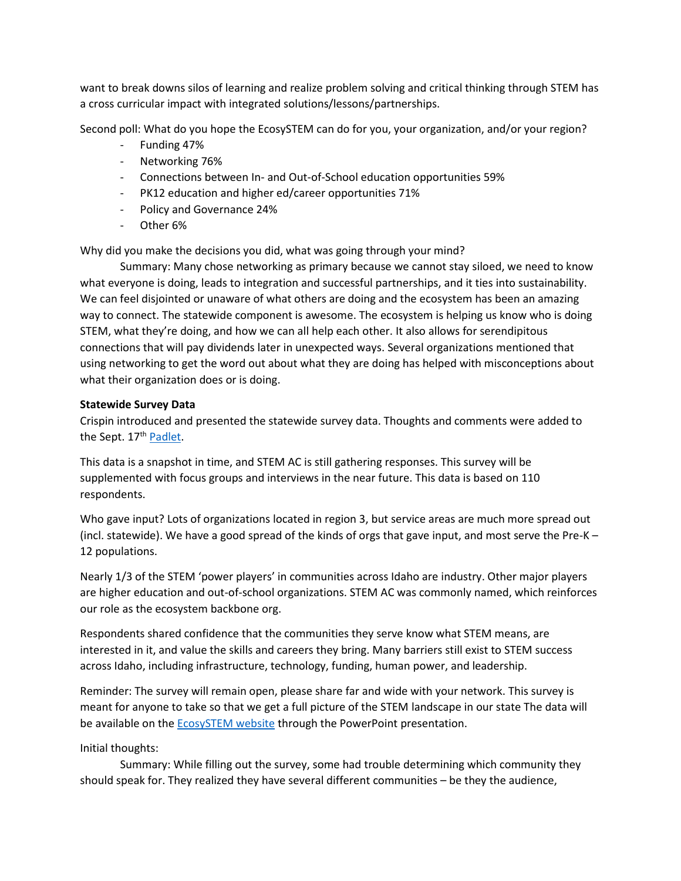want to break downs silos of learning and realize problem solving and critical thinking through STEM has a cross curricular impact with integrated solutions/lessons/partnerships.

Second poll: What do you hope the EcosySTEM can do for you, your organization, and/or your region?

- Funding 47%
- Networking 76%
- Connections between In- and Out-of-School education opportunities 59%
- PK12 education and higher ed/career opportunities 71%
- Policy and Governance 24%
- Other 6%

Why did you make the decisions you did, what was going through your mind?

Summary: Many chose networking as primary because we cannot stay siloed, we need to know what everyone is doing, leads to integration and successful partnerships, and it ties into sustainability. We can feel disjointed or unaware of what others are doing and the ecosystem has been an amazing way to connect. The statewide component is awesome. The ecosystem is helping us know who is doing STEM, what they're doing, and how we can all help each other. It also allows for serendipitous connections that will pay dividends later in unexpected ways. Several organizations mentioned that using networking to get the word out about what they are doing has helped with misconceptions about what their organization does or is doing.

**Statewide Survey Data**

Crispin introduced and presented the statewide survey data. Thoughts and comments were added to the Sept. 17th [Padlet](Padlet).

This data is a snapshot in time, and STEM AC is still gathering responses. This survey will be supplemented with focus groups and interviews in the near future. This data is based on 110 respondents.

Who gave input? Lots of organizations located in region 3, but service areas are much more spread out (incl. statewide). We have a good spread of the kinds of orgs that gave input, and most serve the Pre-K – 12 populations.

Nearly 1/3 of the STEM 'power players' in communities across Idaho are industry. Other major players are higher education and out-of-school organizations. STEM AC was commonly named, which reinforces our role as the ecosystem backbone org.

Respondents shared confidence that the communities they serve know what STEM means, are interested in it, and value the skills and careers they bring. Many barriers still exist to STEM success across Idaho, including infrastructure, technology, funding, human power, and leadership.

Reminder: The survey will remain open, please share far and wide with your network. This survey is meant for anyone to take so that we get a full picture of the STEM landscape in our state The data will be available on the [EcosySTEM website](EcosySTEM website) through the PowerPoint presentation.

Initial thoughts:

Summary: While filling out the survey, some had trouble determining which community they should speak for. They realized they have several different communities – be they the audience,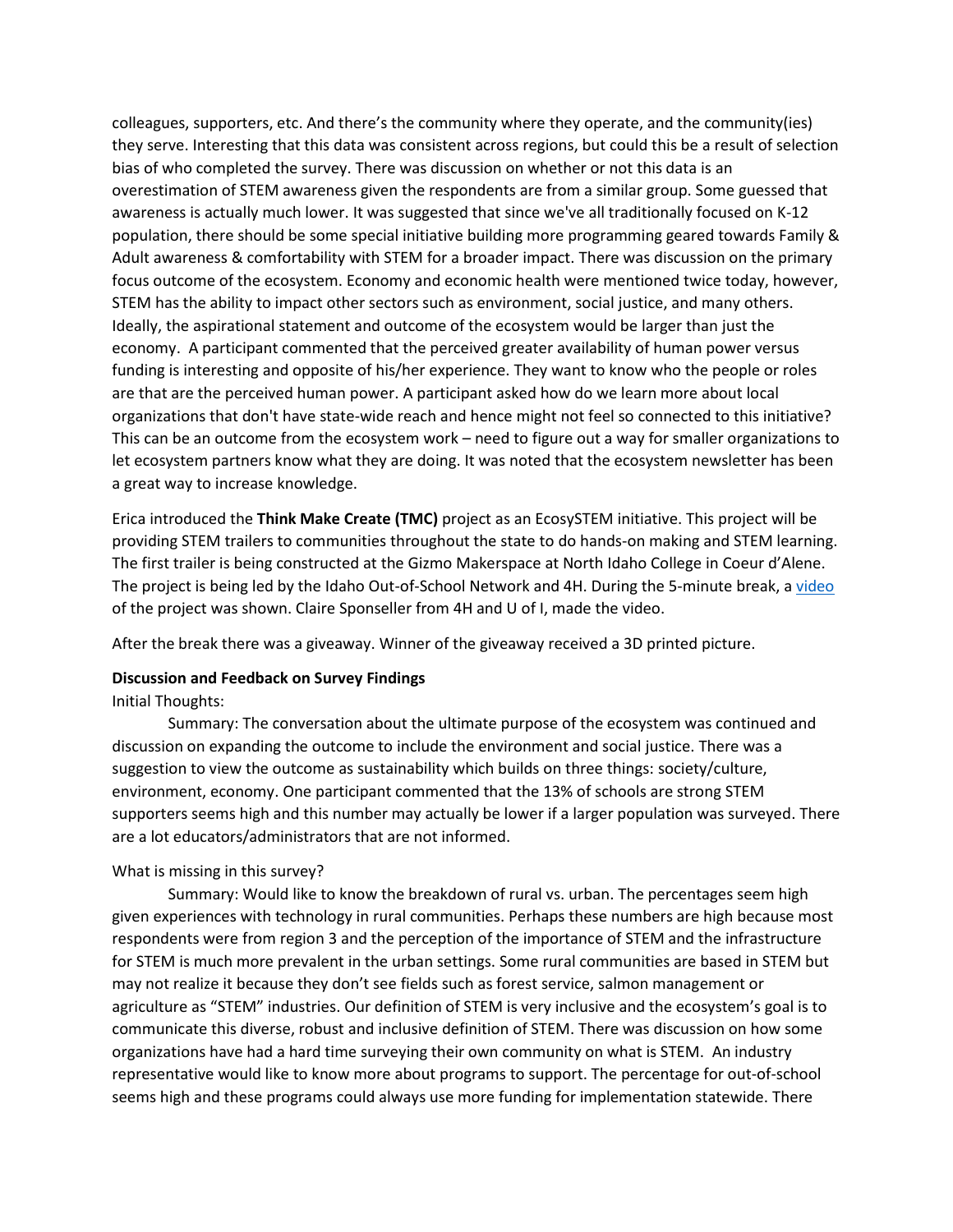colleagues, supporters, etc. And there's the community where they operate, and the community(ies) they serve. Interesting that this data was consistent across regions, but could this be a result of selection bias of who completed the survey. There was discussion on whether or not this data is an overestimation of STEM awareness given the respondents are from a similar group. Some guessed that awareness is actually much lower. It was suggested that since we've all traditionally focused on K-12 population, there should be some special initiative building more programming geared towards Family & Adult awareness & comfortability with STEM for a broader impact. There was discussion on the primary focus outcome of the ecosystem. Economy and economic health were mentioned twice today, however, STEM has the ability to impact other sectors such as environment, social justice, and many others. Ideally, the aspirational statement and outcome of the ecosystem would be larger than just the economy. A participant commented that the perceived greater availability of human power versus funding is interesting and opposite of his/her experience. They want to know who the people or roles are that are the perceived human power. A participant asked how do we learn more about local organizations that don't have state-wide reach and hence might not feel so connected to this initiative? This can be an outcome from the ecosystem work – need to figure out a way for smaller organizations to let ecosystem partners know what they are doing. It was noted that the ecosystem newsletter has been a great way to increase knowledge.

Erica introduced the **Think Make Create (TMC)** project as an EcosySTEM initiative. This project will be providing STEM trailers to communities throughout the state to do hands-on making and STEM learning. The first trailer is being constructed at the Gizmo Makerspace at North Idaho College in Coeur d'Alene. The project is being led by the Idaho Out-of-School Network and 4H. During the 5-minute break, a video of the project was shown. Claire Sponseller from 4H and U of I, made the video.

After the break there was a giveaway. Winner of the giveaway received a 3D printed picture.

**Discussion and Feedback on Survey Findings**

Initial Thoughts:

Summary: The conversation about the ultimate purpose of the ecosystem was continued and discussion on expanding the outcome to include the environment and social justice. There was a suggestion to view the outcome as sustainability which builds on three things: society/culture, environment, economy. One participant commented that the 13% of schools are strong STEM supporters seems high and this number may actually be lower if a larger population was surveyed. There are a lot educators/administrators that are not informed.

What is missing in this survey?

Summary: Would like to know the breakdown of rural vs. urban. The percentages seem high given experiences with technology in rural communities. Perhaps these numbers are high because most respondents were from region 3 and the perception of the importance of STEM and the infrastructure for STEM is much more prevalent in the urban settings. Some rural communities are based in STEM but may not realize it because they don't see fields such as forest service, salmon management or agriculture as "STEM" industries. Our definition of STEM is very inclusive and the ecosystem's goal is to communicate this diverse, robust and inclusive definition of STEM. There was discussion on how some organizations have had a hard time surveying their own community on what is STEM. An industry representative would like to know more about programs to support. The percentage for out-of-school seems high and these programs could always use more funding for implementation statewide. There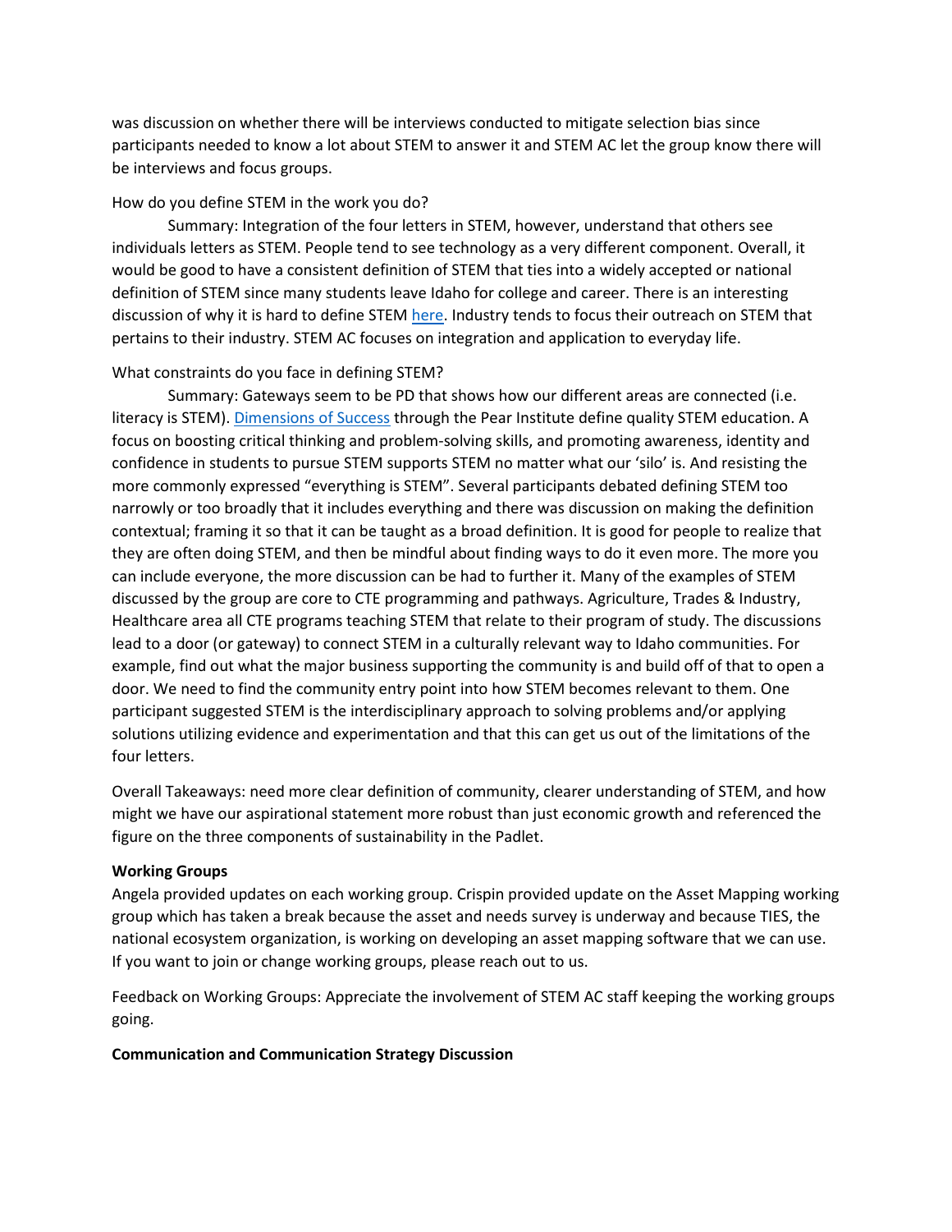was discussion on whether there will be interviews conducted to mitigate selection bias since participants needed to know a lot about STEM to answer it and STEM AC let the group know there will be interviews and focus groups.

How do you define STEM in the work you do?

Summary: Integration of the four letters in STEM, however, understand that others see individuals letters as STEM. People tend to see technology as a very different component. Overall, it would be good to have a consistent definition of STEM that ties into a widely accepted or national definition of STEM since many students leave Idaho for college and career. There is an interesting discussion of why it is hard to define STEM here. Industry tends to focus their outreach on STEM that pertains to their industry. STEM AC focuses on integration and application to everyday life.

What constraints do you face in defining STEM?

Summary: Gateways seem to be PD that shows how our different areas are connected (i.e. literacy is STEM). Dimensions of Success through the Pear Institute define quality STEM education. A focus on boosting critical thinking and problem-solving skills, and promoting awareness, identity and confidence in students to pursue STEM supports STEM no matter what our 'silo' is. And resisting the more commonly expressed "everything is STEM". Several participants debated defining STEM too narrowly or too broadly that it includes everything and there was discussion on making the definition contextual; framing it so that it can be taught as a broad definition. It is good for people to realize that they are often doing STEM, and then be mindful about finding ways to do it even more. The more you can include everyone, the more discussion can be had to further it. Many of the examples of STEM discussed by the group are core to CTE programming and pathways. Agriculture, Trades & Industry, Healthcare area all CTE programs teaching STEM that relate to their program of study. The discussions lead to a door (or gateway) to connect STEM in a culturally relevant way to Idaho communities. For example, find out what the major business supporting the community is and build off of that to open a door. We need to find the community entry point into how STEM becomes relevant to them. One participant suggested STEM is the interdisciplinary approach to solving problems and/or applying solutions utilizing evidence and experimentation and that this can get us out of the limitations of the four letters.

Overall Takeaways: need more clear definition of community, clearer understanding of STEM, and how might we have our aspirational statement more robust than just economic growth and referenced the figure on the three components of sustainability in the Padlet.

**Working Groups**

Angela provided updates on each working group. Crispin provided update on the Asset Mapping working group which has taken a break because the asset and needs survey is underway and because TIES, the national ecosystem organization, is working on developing an asset mapping software that we can use. If you want to join or change working groups, please reach out to us.

Feedback on Working Groups: Appreciate the involvement of STEM AC staff keeping the working groups going.

**Communication and Communication Strategy Discussion**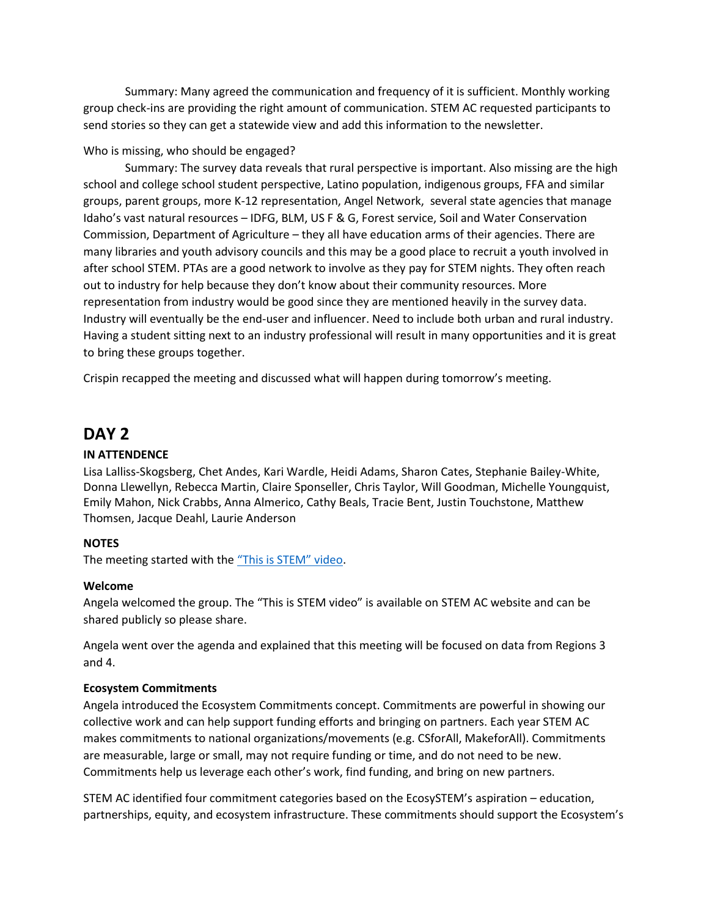Summary: Many agreed the communication and frequency of it is sufficient. Monthly working group check-ins are providing the right amount of communication. STEM AC requested participants to send stories so they can get a statewide view and add this information to the newsletter.

Who is missing, who should be engaged?

Summary: The survey data reveals that rural perspective is important. Also missing are the high school and college school student perspective, Latino population, indigenous groups, FFA and similar groups, parent groups, more K-12 representation, Angel Network, several state agencies that manage Idaho's vast natural resources – IDFG, BLM, US F & G, Forest service, Soil and Water Conservation Commission, Department of Agriculture – they all have education arms of their agencies. There are many libraries and youth advisory councils and this may be a good place to recruit a youth involved in after school STEM. PTAs are a good network to involve as they pay for STEM nights. They often reach out to industry for help because they don't know about their community resources. More representation from industry would be good since they are mentioned heavily in the survey data. Industry will eventually be the end-user and influencer. Need to include both urban and rural industry. Having a student sitting next to an industry professional will result in many opportunities and it is great to bring these groups together.

Crispin recapped the meeting and discussed what will happen during tomorrow's meeting.

## DAY 2

**IN ATTENDENCE**

Lisa Lalliss-Skogsberg, Chet Andes, Kari Wardle, Heidi Adams, Sharon Cates, Stephanie Bailey-White, Donna Llewellyn, Rebecca Martin, Claire Sponseller, Chris Taylor, Will Goodman, Michelle Youngquist, Emily Mahon, Nick Crabbs, Anna Almerico, Cathy Beals, Tracie Bent, Justin Touchstone, Matthew Thomsen, Jacque Deahl, Laurie Anderson

**NOTES**

The meeting started with the "This is STEM" video.

**Welcome**

Angela welcomed the group. The "This is STEM video" is available on STEM AC website and can be shared publicly so please share.

Angela went over the agenda and explained that this meeting will be focused on data from Regions 3 and 4.

**Ecosystem Commitments**

Angela introduced the Ecosystem Commitments concept. Commitments are powerful in showing our collective work and can help support funding efforts and bringing on partners. Each year STEM AC makes commitments to national organizations/movements (e.g. CSforAll, MakeforAll). Commitments are measurable, large or small, may not require funding or time, and do not need to be new. Commitments help us leverage each other's work, find funding, and bring on new partners.

STEM AC identified four commitment categories based on the EcosySTEM's aspiration – education, partnerships, equity, and ecosystem infrastructure. These commitments should support the Ecosystem's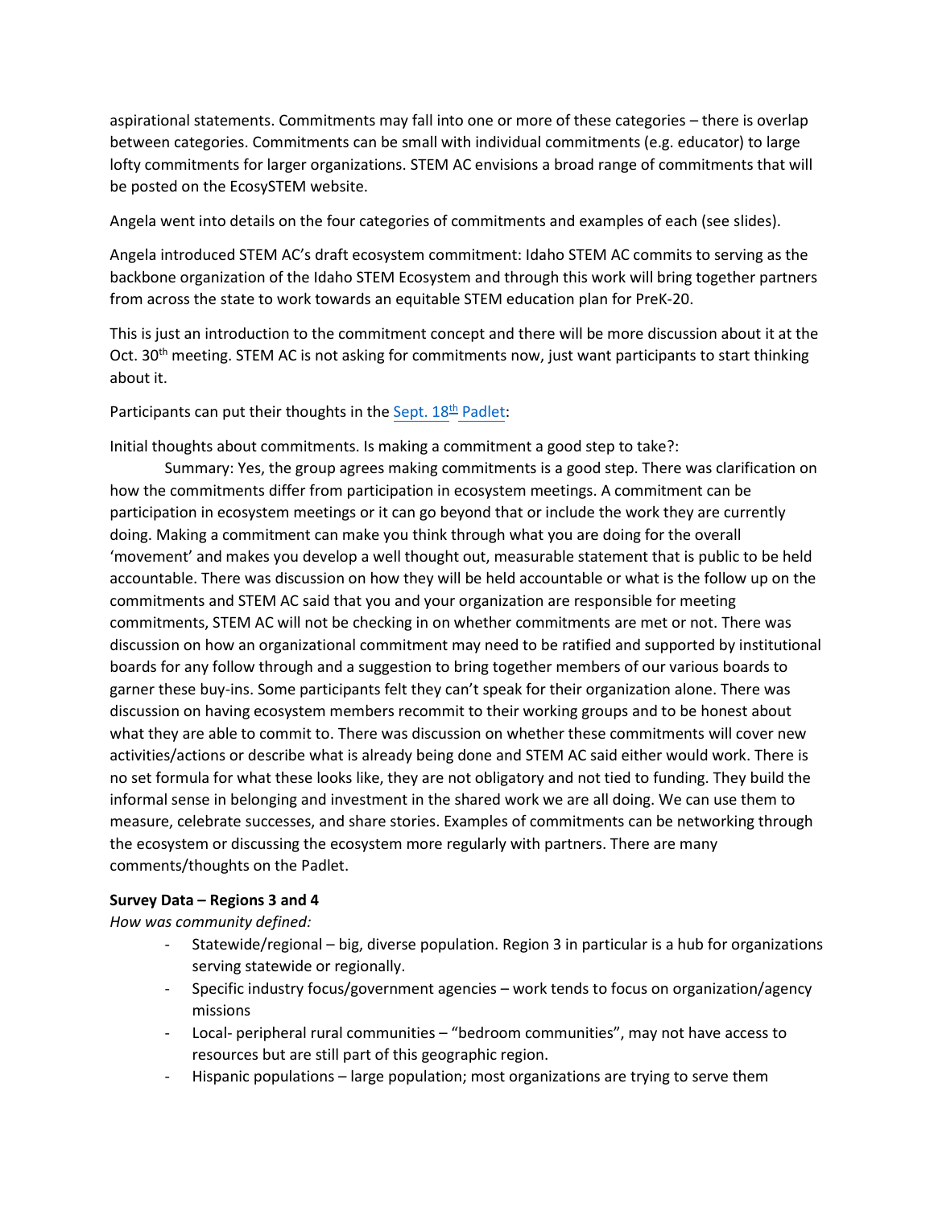aspirational statements. Commitments may fall into one or more of these categories – there is overlap between categories. Commitments can be small with individual commitments (e.g. educator) to large lofty commitments for larger organizations. STEM AC envisions a broad range of commitments that will be posted on the EcosySTEM website.

Angela went into details on the four categories of commitments and examples of each (see slides).

Angela introduced STEM AC's draft ecosystem commitment: Idaho STEM AC commits to serving as the backbone organization of the Idaho STEM Ecosystem and through this work will bring together partners from across the state to work towards an equitable STEM education plan for PreK-20.

This is just an introduction to the commitment concept and there will be more discussion about it at the Oct. 30th meeting. STEM AC is not asking for commitments now, just want participants to start thinking about it.

Participants can put their thoughts in the Sept. 18th Padlet:

Initial thoughts about commitments. Is making a commitment a good step to take?:

Summary: Yes, the group agrees making commitments is a good step. There was clarification on how the commitments differ from participation in ecosystem meetings. A commitment can be participation in ecosystem meetings or it can go beyond that or include the work they are currently doing. Making a commitment can make you think through what you are doing for the overall 'movement' and makes you develop a well thought out, measurable statement that is public to be held accountable. There was discussion on how they will be held accountable or what is the follow up on the commitments and STEM AC said that you and your organization are responsible for meeting commitments, STEM AC will not be checking in on whether commitments are met or not. There was discussion on how an organizational commitment may need to be ratified and supported by institutional boards for any follow through and a suggestion to bring together members of our various boards to garner these buy-ins. Some participants felt they can't speak for their organization alone. There was discussion on having ecosystem members recommit to their working groups and to be honest about what they are able to commit to. There was discussion on whether these commitments will cover new activities/actions or describe what is already being done and STEM AC said either would work. There is no set formula for what these looks like, they are not obligatory and not tied to funding. They build the informal sense in belonging and investment in the shared work we are all doing. We can use them to measure, celebrate successes, and share stories. Examples of commitments can be networking through the ecosystem or discussing the ecosystem more regularly with partners. There are many comments/thoughts on the Padlet.

**Survey Data – Regions 3 and 4**

*How was community defined:*

- Statewide/regional – big, diverse population. Region 3 in particular is a hub for organizations serving statewide or regionally.
- Specific industry focus/government agencies – work tends to focus on organization/agency missions
- Local- peripheral rural communities – "bedroom communities", may not have access to resources but are still part of this geographic region.
- Hispanic populations – large population; most organizations are trying to serve them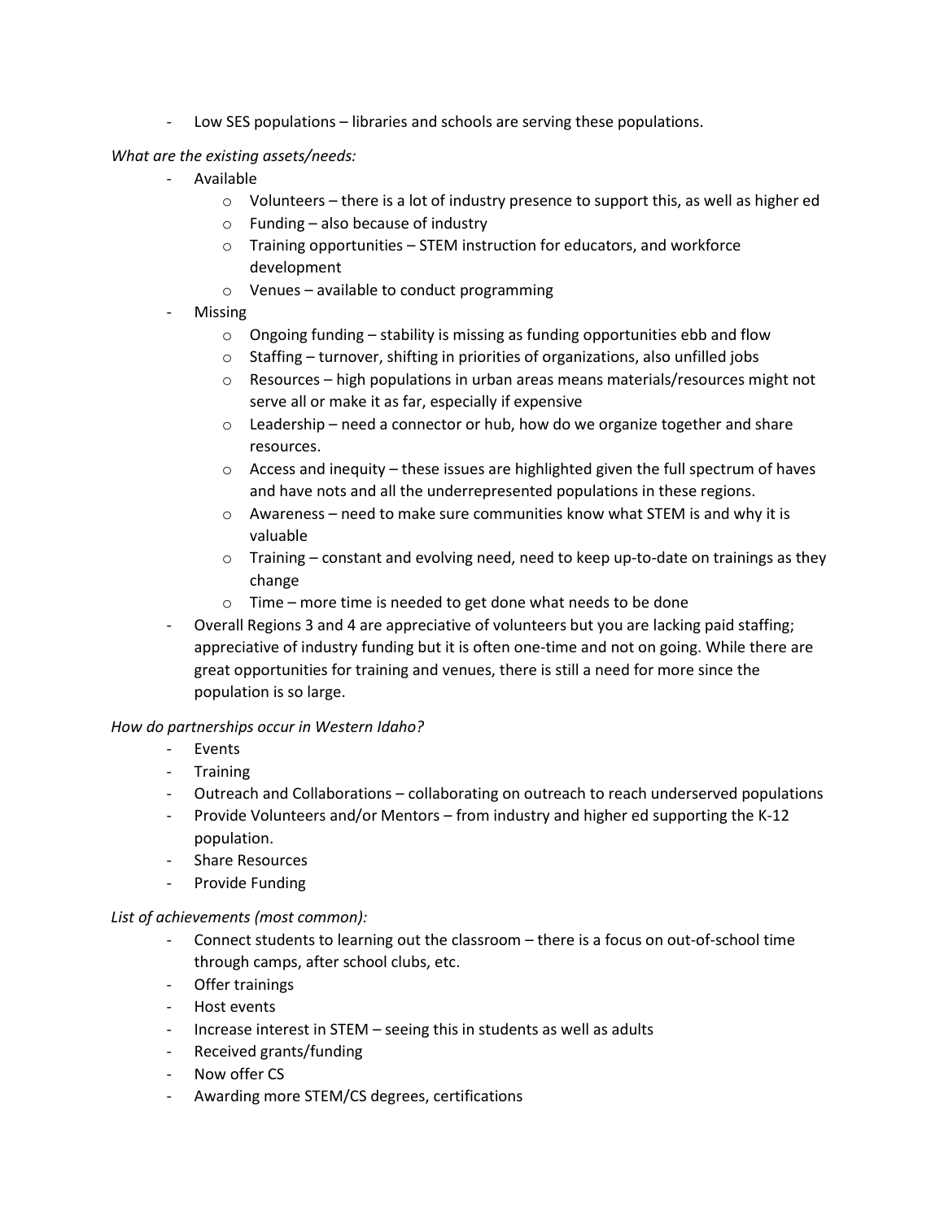- Low SES populations – libraries and schools are serving these populations.

*What are the existing assets/needs:*

- Available
  - Volunteers – there is a lot of industry presence to support this, as well as higher ed
  - Funding – also because of industry
  - Training opportunities – STEM instruction for educators, and workforce development
  - Venues – available to conduct programming
- Missing
  - Ongoing funding – stability is missing as funding opportunities ebb and flow
  - Staffing – turnover, shifting in priorities of organizations, also unfilled jobs
  - Resources – high populations in urban areas means materials/resources might not serve all or make it as far, especially if expensive
  - Leadership – need a connector or hub, how do we organize together and share resources.
  - Access and inequity – these issues are highlighted given the full spectrum of haves and have nots and all the underrepresented populations in these regions.
  - Awareness – need to make sure communities know what STEM is and why it is valuable
  - Training – constant and evolving need, need to keep up-to-date on trainings as they change
  - Time – more time is needed to get done what needs to be done
- Overall Regions 3 and 4 are appreciative of volunteers but you are lacking paid staffing; appreciative of industry funding but it is often one-time and not on going. While there are great opportunities for training and venues, there is still a need for more since the population is so large.

*How do partnerships occur in Western Idaho?*

- Events
- Training
- Outreach and Collaborations – collaborating on outreach to reach underserved populations
- Provide Volunteers and/or Mentors – from industry and higher ed supporting the K-12 population.
- Share Resources
- Provide Funding

*List of achievements (most common):*

- Connect students to learning out the classroom – there is a focus on out-of-school time through camps, after school clubs, etc.
- Offer trainings
- Host events
- Increase interest in STEM – seeing this in students as well as adults
- Received grants/funding
- Now offer CS
- Awarding more STEM/CS degrees, certifications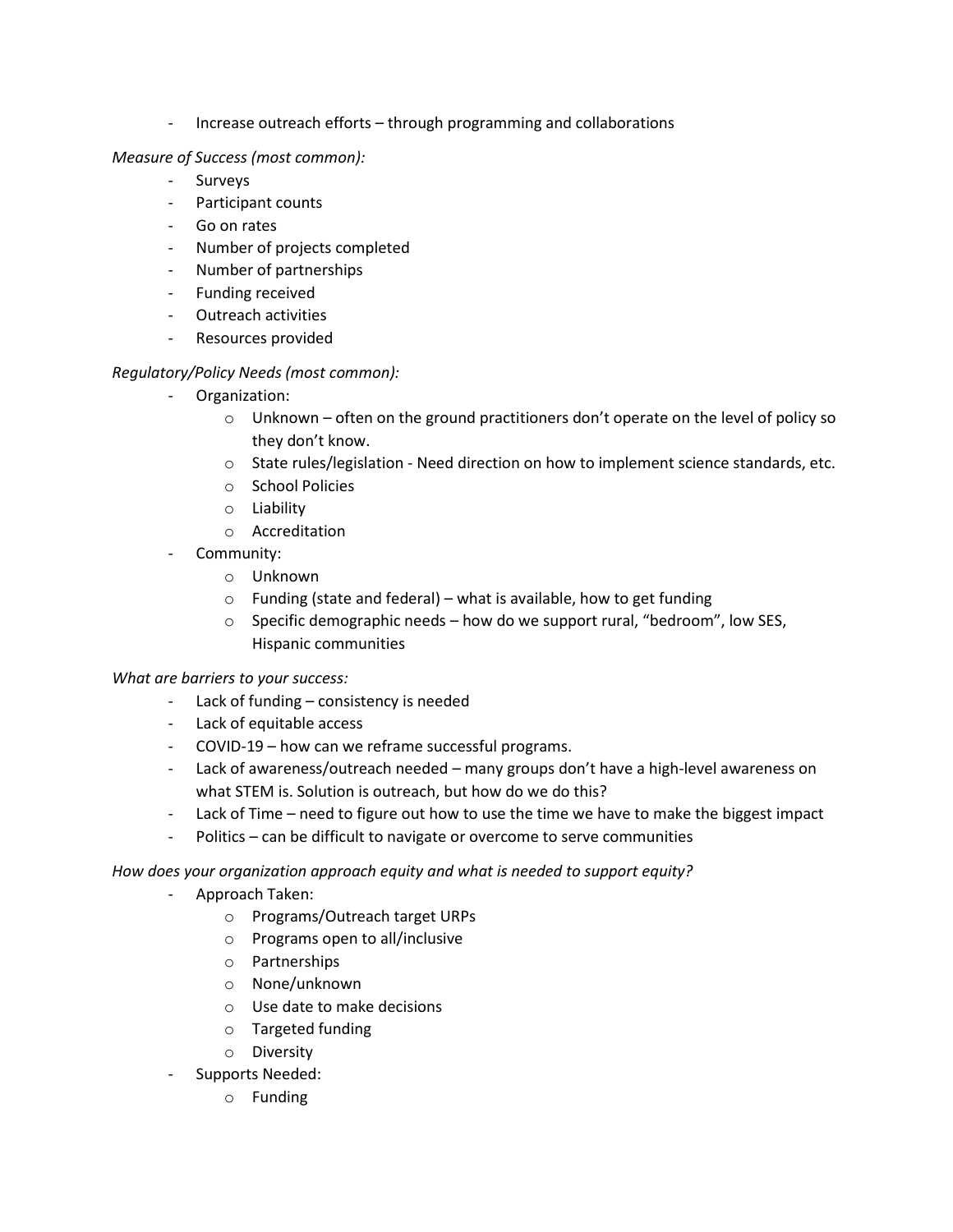- Increase outreach efforts – through programming and collaborations

*Measure of Success (most common):*

- Surveys
- Participant counts
- Go on rates
- Number of projects completed
- Number of partnerships
- Funding received
- Outreach activities
- Resources provided

*Regulatory/Policy Needs (most common):*

- Organization:
  - Unknown – often on the ground practitioners don't operate on the level of policy so they don't know.
  - State rules/legislation - Need direction on how to implement science standards, etc.
  - School Policies
  - Liability
  - Accreditation
- Community:
  - Unknown
  - Funding (state and federal) – what is available, how to get funding
  - Specific demographic needs – how do we support rural, "bedroom", low SES, Hispanic communities

*What are barriers to your success:*

- Lack of funding – consistency is needed
- Lack of equitable access
- COVID-19 – how can we reframe successful programs.
- Lack of awareness/outreach needed – many groups don't have a high-level awareness on what STEM is. Solution is outreach, but how do we do this?
- Lack of Time – need to figure out how to use the time we have to make the biggest impact
- Politics – can be difficult to navigate or overcome to serve communities

*How does your organization approach equity and what is needed to support equity?*

- Approach Taken:
  - Programs/Outreach target URPs
  - Programs open to all/inclusive
  - Partnerships
  - None/unknown
  - Use date to make decisions
  - Targeted funding
  - Diversity
- Supports Needed:
  - Funding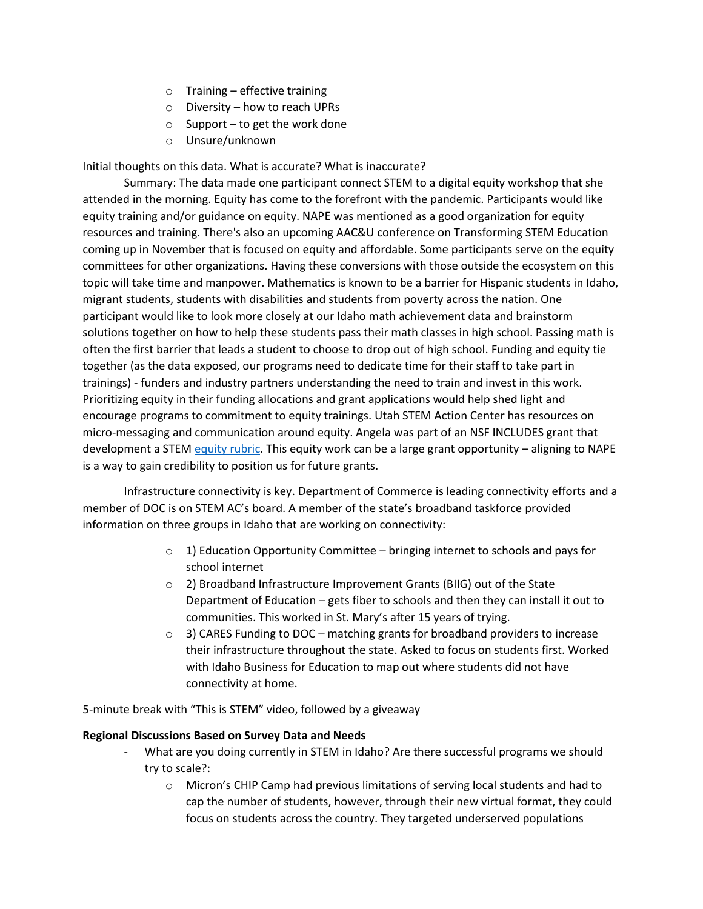- Training – effective training
- Diversity – how to reach UPRs
- Support – to get the work done
- Unsure/unknown

Initial thoughts on this data. What is accurate? What is inaccurate?

Summary: The data made one participant connect STEM to a digital equity workshop that she attended in the morning. Equity has come to the forefront with the pandemic. Participants would like equity training and/or guidance on equity. NAPE was mentioned as a good organization for equity resources and training. There's also an upcoming AAC&U conference on Transforming STEM Education coming up in November that is focused on equity and affordable. Some participants serve on the equity committees for other organizations. Having these conversions with those outside the ecosystem on this topic will take time and manpower. Mathematics is known to be a barrier for Hispanic students in Idaho, migrant students, students with disabilities and students from poverty across the nation. One participant would like to look more closely at our Idaho math achievement data and brainstorm solutions together on how to help these students pass their math classes in high school. Passing math is often the first barrier that leads a student to choose to drop out of high school. Funding and equity tie together (as the data exposed, our programs need to dedicate time for their staff to take part in trainings) - funders and industry partners understanding the need to train and invest in this work. Prioritizing equity in their funding allocations and grant applications would help shed light and encourage programs to commitment to equity trainings. Utah STEM Action Center has resources on micro-messaging and communication around equity. Angela was part of an NSF INCLUDES grant that development a STEM equity rubric. This equity work can be a large grant opportunity – aligning to NAPE is a way to gain credibility to position us for future grants.

Infrastructure connectivity is key. Department of Commerce is leading connectivity efforts and a member of DOC is on STEM AC's board. A member of the state's broadband taskforce provided information on three groups in Idaho that are working on connectivity:

- 1) Education Opportunity Committee – bringing internet to schools and pays for school internet
- 2) Broadband Infrastructure Improvement Grants (BIIG) out of the State Department of Education – gets fiber to schools and then they can install it out to communities. This worked in St. Mary's after 15 years of trying.
- 3) CARES Funding to DOC – matching grants for broadband providers to increase their infrastructure throughout the state. Asked to focus on students first. Worked with Idaho Business for Education to map out where students did not have connectivity at home.

5-minute break with "This is STEM" video, followed by a giveaway

**Regional Discussions Based on Survey Data and Needs**

- What are you doing currently in STEM in Idaho? Are there successful programs we should try to scale?:
  - Micron's CHIP Camp had previous limitations of serving local students and had to cap the number of students, however, through their new virtual format, they could focus on students across the country. They targeted underserved populations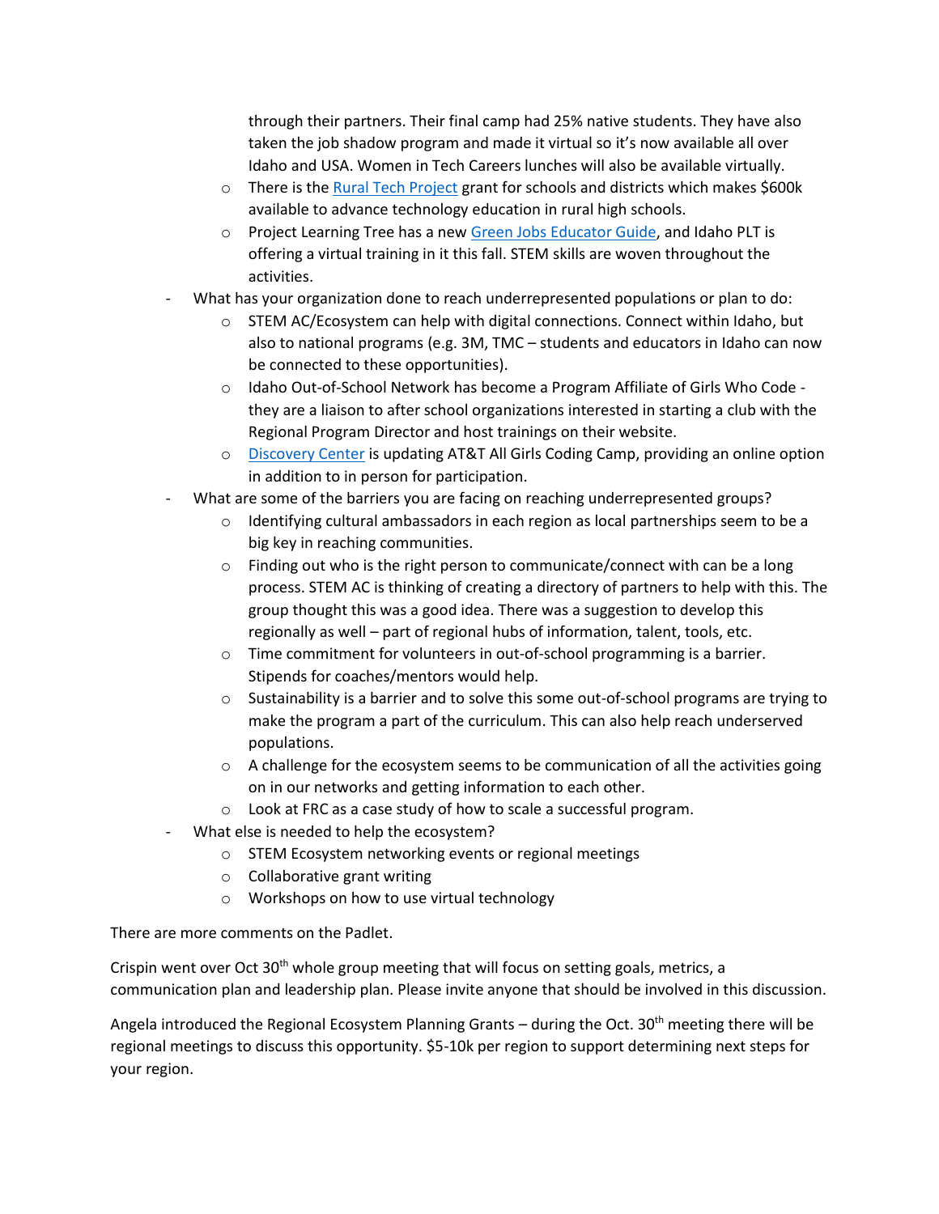- through their partners. Their final camp had 25% native students. They have also taken the job shadow program and made it virtual so it's now available all over Idaho and USA. Women in Tech Careers lunches will also be available virtually.
    - There is the Rural Tech Project grant for schools and districts which makes $600k available to advance technology education in rural high schools.
    - Project Learning Tree has a new Green Jobs Educator Guide, and Idaho PLT is offering a virtual training in it this fall. STEM skills are woven throughout the activities.
- What has your organization done to reach underrepresented populations or plan to do:
    - STEM AC/Ecosystem can help with digital connections. Connect within Idaho, but also to national programs (e.g. 3M, TMC – students and educators in Idaho can now be connected to these opportunities).
    - Idaho Out-of-School Network has become a Program Affiliate of Girls Who Code - they are a liaison to after school organizations interested in starting a club with the Regional Program Director and host trainings on their website.
    - Discovery Center is updating AT&T All Girls Coding Camp, providing an online option in addition to in person for participation.
- What are some of the barriers you are facing on reaching underrepresented groups?
    - Identifying cultural ambassadors in each region as local partnerships seem to be a big key in reaching communities.
    - Finding out who is the right person to communicate/connect with can be a long process. STEM AC is thinking of creating a directory of partners to help with this. The group thought this was a good idea. There was a suggestion to develop this regionally as well – part of regional hubs of information, talent, tools, etc.
    - Time commitment for volunteers in out-of-school programming is a barrier. Stipends for coaches/mentors would help.
    - Sustainability is a barrier and to solve this some out-of-school programs are trying to make the program a part of the curriculum. This can also help reach underserved populations.
    - A challenge for the ecosystem seems to be communication of all the activities going on in our networks and getting information to each other.
    - Look at FRC as a case study of how to scale a successful program.
- What else is needed to help the ecosystem?
    - STEM Ecosystem networking events or regional meetings
    - Collaborative grant writing
    - Workshops on how to use virtual technology

There are more comments on the Padlet.

Crispin went over Oct 30th whole group meeting that will focus on setting goals, metrics, a communication plan and leadership plan. Please invite anyone that should be involved in this discussion.

Angela introduced the Regional Ecosystem Planning Grants – during the Oct. 30th meeting there will be regional meetings to discuss this opportunity. $5-10k per region to support determining next steps for your region.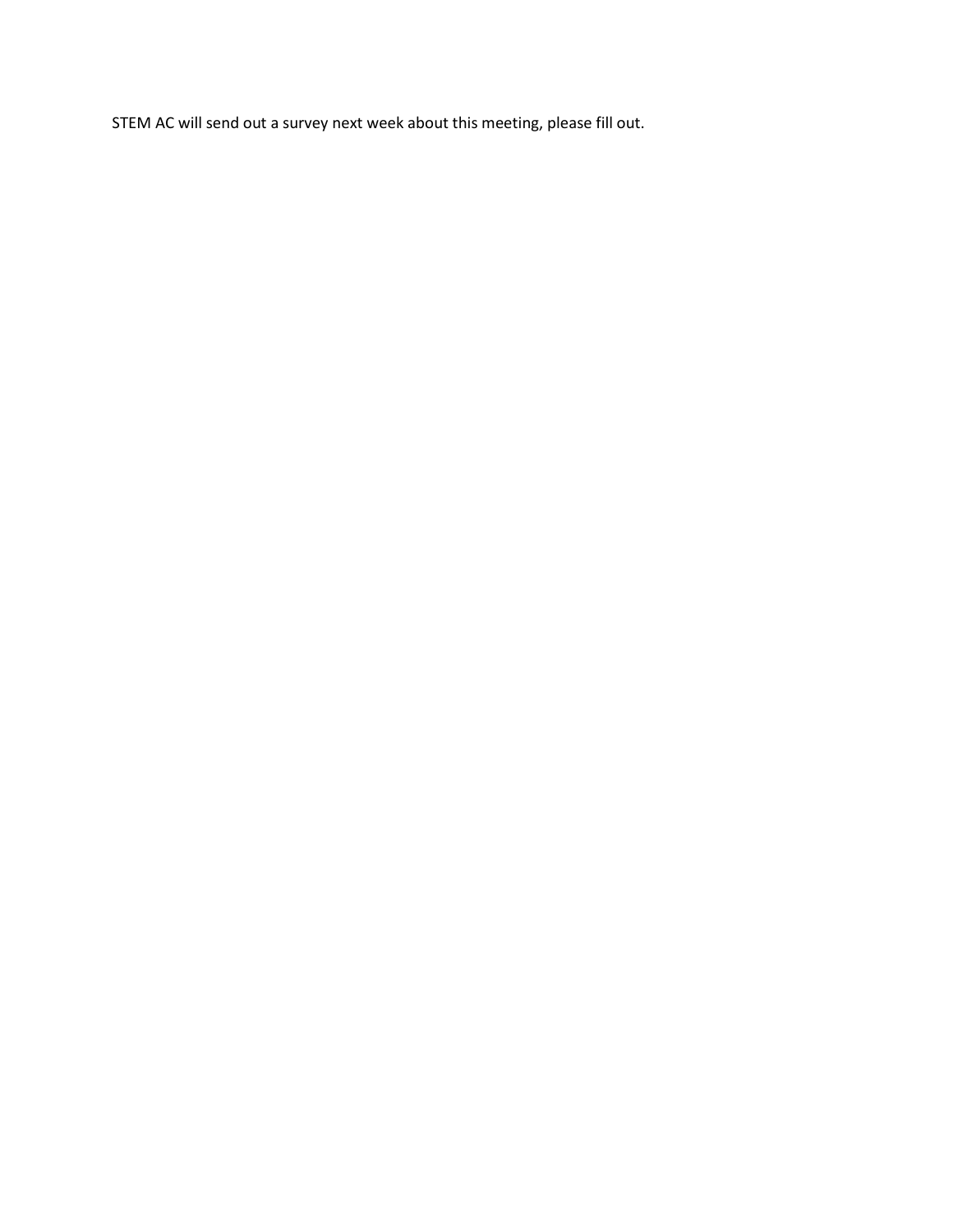STEM AC will send out a survey next week about this meeting, please fill out.